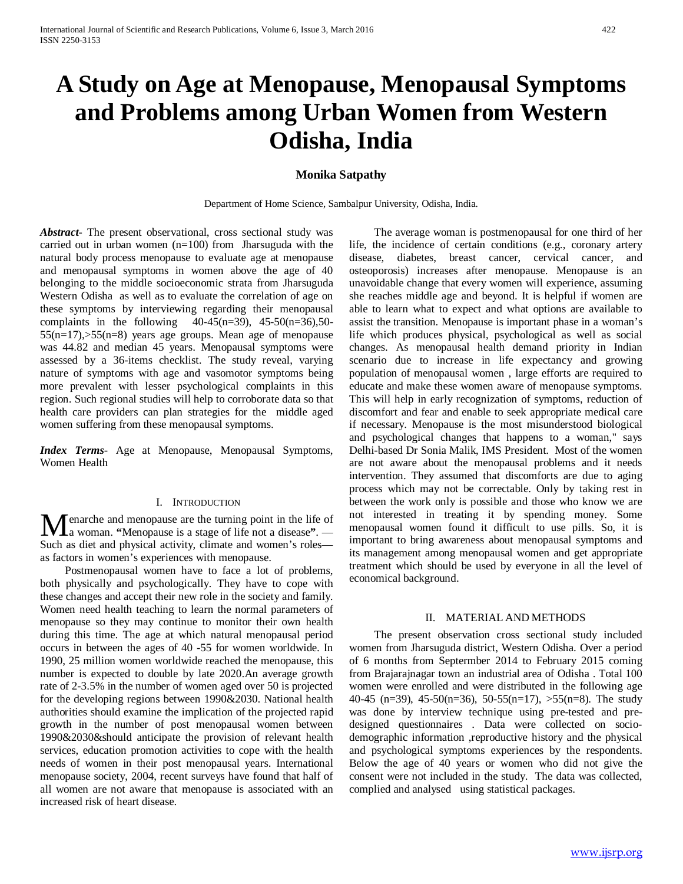# A Study on Age at Menopause, Menopausal Symptoms and Problems among Urban Women from Western Odisha, India

**Monika Satpathy**

Department of Home Science, Sambalpur University, Odisha, India.

***Abstract-*** The present observational, cross sectional study was carried out in urban women (n=100) from Jharsuguda with the natural body process menopause to evaluate age at menopause and menopausal symptoms in women above the age of 40 belonging to the middle socioeconomic strata from Jharsuguda Western Odisha as well as to evaluate the correlation of age on these symptoms by interviewing regarding their menopausal complaints in the following 40-45(n=39), 45-50(n=36),50-55(n=17),>55(n=8) years age groups. Mean age of menopause was 44.82 and median 45 years. Menopausal symptoms were assessed by a 36-items checklist. The study reveal, varying nature of symptoms with age and vasomotor symptoms being more prevalent with lesser psychological complaints in this region. Such regional studies will help to corroborate data so that health care providers can plan strategies for the middle aged women suffering from these menopausal symptoms.

***Index Terms*-** Age at Menopause, Menopausal Symptoms, Women Health

## I. Introduction

Menarche and menopause are the turning point in the life of a woman. **"**Menopause is a stage of life not a disease**"**. — Such as diet and physical activity, climate and women's roles—as factors in women's experiences with menopause.

Postmenopausal women have to face a lot of problems, both physically and psychologically. They have to cope with these changes and accept their new role in the society and family. Women need health teaching to learn the normal parameters of menopause so they may continue to monitor their own health during this time. The age at which natural menopausal period occurs in between the ages of 40 -55 for women worldwide. In 1990, 25 million women worldwide reached the menopause, this number is expected to double by late 2020.An average growth rate of 2-3.5% in the number of women aged over 50 is projected for the developing regions between 1990&2030. National health authorities should examine the implication of the projected rapid growth in the number of post menopausal women between 1990&2030&should anticipate the provision of relevant health services, education promotion activities to cope with the health needs of women in their post menopausal years. International menopause society, 2004, recent surveys have found that half of all women are not aware that menopause is associated with an increased risk of heart disease.

The average woman is postmenopausal for one third of her life, the incidence of certain conditions (e.g., coronary artery disease, diabetes, breast cancer, cervical cancer, and osteoporosis) increases after menopause. Menopause is an unavoidable change that every women will experience, assuming she reaches middle age and beyond. It is helpful if women are able to learn what to expect and what options are available to assist the transition. Menopause is important phase in a woman's life which produces physical, psychological as well as social changes. As menopausal health demand priority in Indian scenario due to increase in life expectancy and growing population of menopausal women , large efforts are required to educate and make these women aware of menopause symptoms. This will help in early recognization of symptoms, reduction of discomfort and fear and enable to seek appropriate medical care if necessary. Menopause is the most misunderstood biological and psychological changes that happens to a woman," says Delhi-based Dr Sonia Malik, IMS President. Most of the women are not aware about the menopausal problems and it needs intervention. They assumed that discomforts are due to aging process which may not be correctable. Only by taking rest in between the work only is possible and those who know we are not interested in treating it by spending money. Some menopausal women found it difficult to use pills. So, it is important to bring awareness about menopausal symptoms and its management among menopausal women and get appropriate treatment which should be used by everyone in all the level of economical background.

## II. Material and Methods

The present observation cross sectional study included women from Jharsuguda district, Western Odisha. Over a period of 6 months from Septermber 2014 to February 2015 coming from Brajarajnagar town an industrial area of Odisha . Total 100 women were enrolled and were distributed in the following age 40-45 (n=39), 45-50(n=36), 50-55(n=17), >55(n=8). The study was done by interview technique using pre-tested and pre-designed questionnaires . Data were collected on socio-demographic information ,reproductive history and the physical and psychological symptoms experiences by the respondents. Below the age of 40 years or women who did not give the consent were not included in the study. The data was collected, complied and analysed using statistical packages.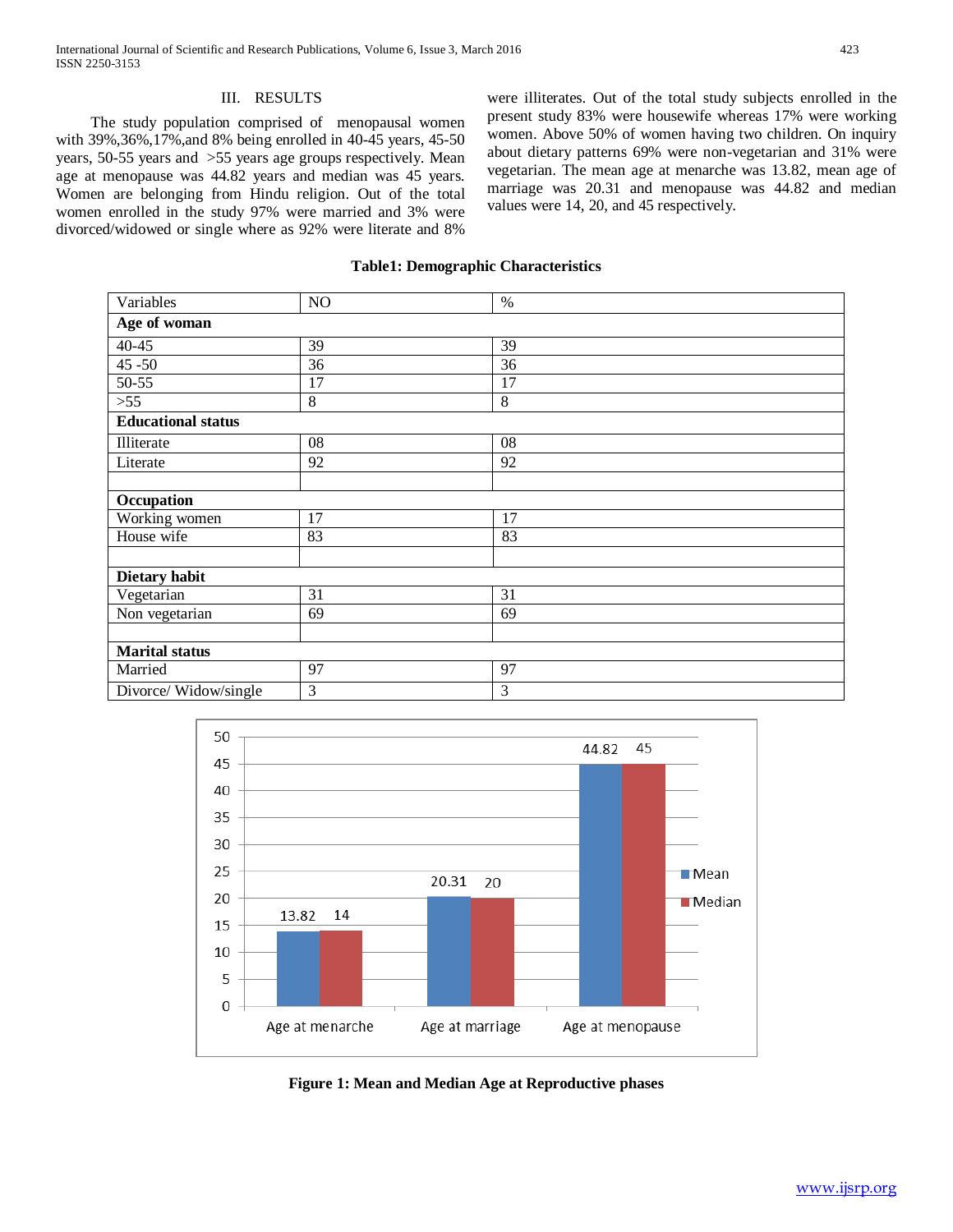## III. RESULTS

The study population comprised of menopausal women with 39%,36%,17%,and 8% being enrolled in 40-45 years, 45-50 years, 50-55 years and >55 years age groups respectively. Mean age at menopause was 44.82 years and median was 45 years. Women are belonging from Hindu religion. Out of the total women enrolled in the study 97% were married and 3% were divorced/widowed or single where as 92% were literate and 8% were illiterates. Out of the total study subjects enrolled in the present study 83% were housewife whereas 17% were working women. Above 50% of women having two children. On inquiry about dietary patterns 69% were non-vegetarian and 31% were vegetarian. The mean age at menarche was 13.82, mean age of marriage was 20.31 and menopause was 44.82 and median values were 14, 20, and 45 respectively.

**Table1: Demographic Characteristics**

| Variables | NO | % |
|---|---|---|
| **Age of woman** | | |
| 40-45 | 39 | 39 |
| 45 -50 | 36 | 36 |
| 50-55 | 17 | 17 |
| >55 | 8 | 8 |
| **Educational status** | | |
| Illiterate | 08 | 08 |
| Literate | 92 | 92 |
| | | |
| **Occupation** | | |
| Working women | 17 | 17 |
| House wife | 83 | 83 |
| | | |
| **Dietary habit** | | |
| Vegetarian | 31 | 31 |
| Non vegetarian | 69 | 69 |
| | | |
| **Marital status** | | |
| Married | 97 | 97 |
| Divorce/ Widow/single | 3 | 3 |

| | Mean | Median |
|---|---|---|
| Age at menarche | 13.82 | 14 |
| Age at marriage | 20.31 | 20 |
| Age at menopause | 44.82 | 45 |

**Figure 1: Mean and Median Age at Reproductive phases**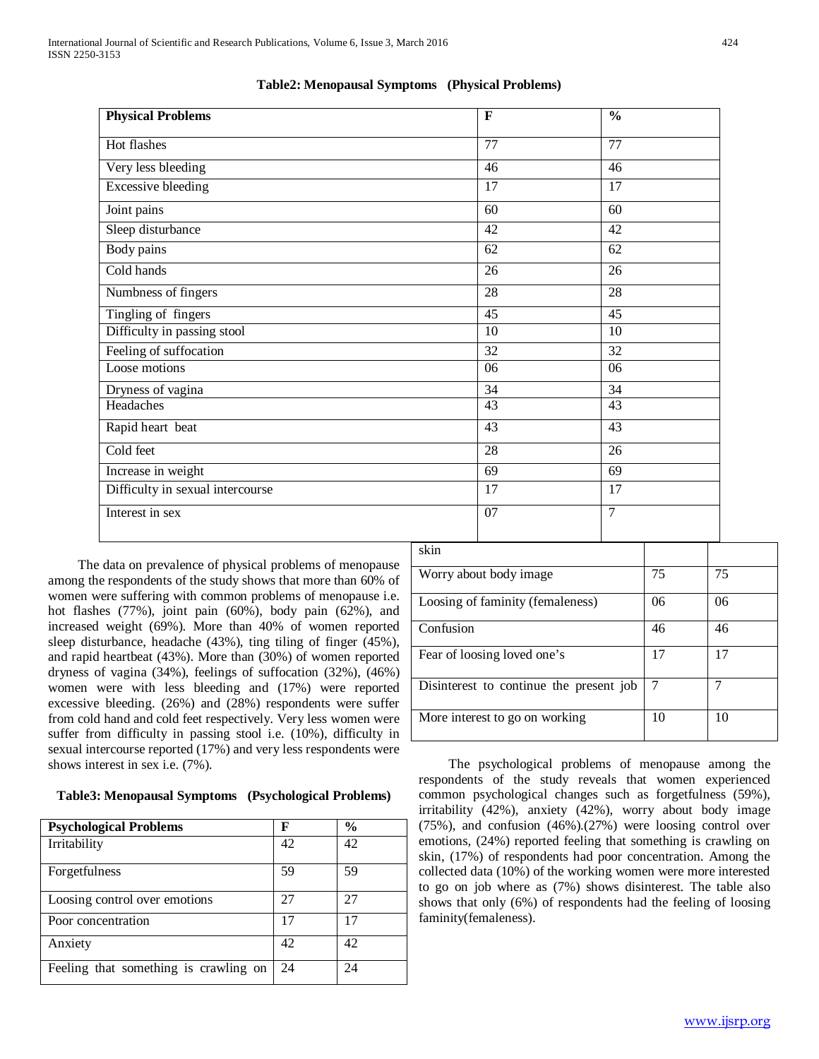**Table2: Menopausal Symptoms (Physical Problems)**

| Physical Problems | F | % |
|---|---|---|
| Hot flashes | 77 | 77 |
| Very less bleeding | 46 | 46 |
| Excessive bleeding | 17 | 17 |
| Joint pains | 60 | 60 |
| Sleep disturbance | 42 | 42 |
| Body pains | 62 | 62 |
| Cold hands | 26 | 26 |
| Numbness of fingers | 28 | 28 |
| Tingling of fingers | 45 | 45 |
| Difficulty in passing stool | 10 | 10 |
| Feeling of suffocation | 32 | 32 |
| Loose motions | 06 | 06 |
| Dryness of vagina | 34 | 34 |
| Headaches | 43 | 43 |
| Rapid heart beat | 43 | 43 |
| Cold feet | 28 | 26 |
| Increase in weight | 69 | 69 |
| Difficulty in sexual intercourse | 17 | 17 |
| Interest in sex | 07 | 7 |

The data on prevalence of physical problems of menopause among the respondents of the study shows that more than 60% of women were suffering with common problems of menopause i.e. hot flashes (77%), joint pain (60%), body pain (62%), and increased weight (69%). More than 40% of women reported sleep disturbance, headache (43%), ting tiling of finger (45%), and rapid heartbeat (43%). More than (30%) of women reported dryness of vagina (34%), feelings of suffocation (32%), (46%) women were with less bleeding and (17%) were reported excessive bleeding. (26%) and (28%) respondents were suffer from cold hand and cold feet respectively. Very less women were suffer from difficulty in passing stool i.e. (10%), difficulty in sexual intercourse reported (17%) and very less respondents were shows interest in sex i.e. (7%).

**Table3: Menopausal Symptoms (Psychological Problems)**

| Psychological Problems | F | % |
|---|---|---|
| Irritability | 42 | 42 |
| Forgetfulness | 59 | 59 |
| Loosing control over emotions | 27 | 27 |
| Poor concentration | 17 | 17 |
| Anxiety | 42 | 42 |
| Feeling that something is crawling on skin | 24 | 24 |
| Worry about body image | 75 | 75 |
| Loosing of faminity (femaleness) | 06 | 06 |
| Confusion | 46 | 46 |
| Fear of loosing loved one's | 17 | 17 |
| Disinterest to continue the present job | 7 | 7 |
| More interest to go on working | 10 | 10 |

The psychological problems of menopause among the respondents of the study reveals that women experienced common psychological changes such as forgetfulness (59%), irritability (42%), anxiety (42%), worry about body image (75%), and confusion (46%).(27%) were loosing control over emotions, (24%) reported feeling that something is crawling on skin, (17%) of respondents had poor concentration. Among the collected data (10%) of the working women were more interested to go on job where as (7%) shows disinterest. The table also shows that only (6%) of respondents had the feeling of loosing faminity(femaleness).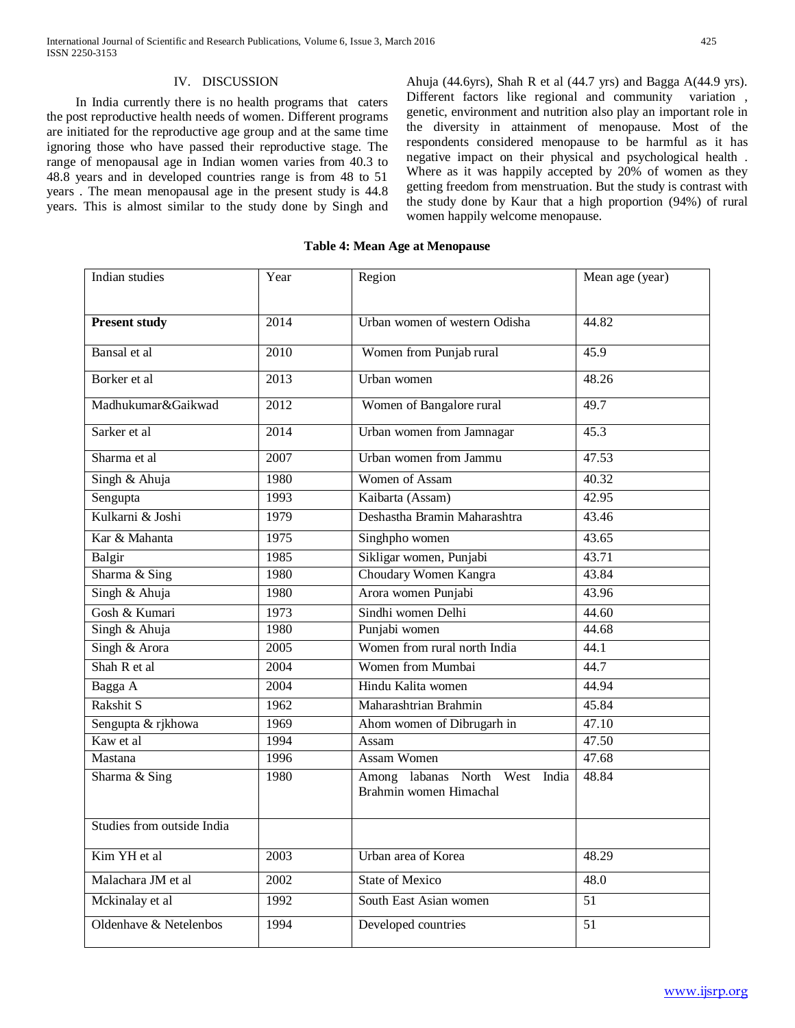## IV. DISCUSSION

In India currently there is no health programs that caters the post reproductive health needs of women. Different programs are initiated for the reproductive age group and at the same time ignoring those who have passed their reproductive stage. The range of menopausal age in Indian women varies from 40.3 to 48.8 years and in developed countries range is from 48 to 51 years . The mean menopausal age in the present study is 44.8 years. This is almost similar to the study done by Singh and Ahuja (44.6yrs), Shah R et al (44.7 yrs) and Bagga A(44.9 yrs). Different factors like regional and community variation , genetic, environment and nutrition also play an important role in the diversity in attainment of menopause. Most of the respondents considered menopause to be harmful as it has negative impact on their physical and psychological health . Where as it was happily accepted by 20% of women as they getting freedom from menstruation. But the study is contrast with the study done by Kaur that a high proportion (94%) of rural women happily welcome menopause.

**Table 4: Mean Age at Menopause**

| Indian studies | Year | Region | Mean age (year) |
|---|---|---|---|
| **Present study** | 2014 | Urban women of western Odisha | 44.82 |
| Bansal et al | 2010 | Women from Punjab rural | 45.9 |
| Borker et al | 2013 | Urban women | 48.26 |
| Madhukumar&Gaikwad | 2012 | Women of Bangalore rural | 49.7 |
| Sarker et al | 2014 | Urban women from Jamnagar | 45.3 |
| Sharma et al | 2007 | Urban women from Jammu | 47.53 |
| Singh & Ahuja | 1980 | Women of Assam | 40.32 |
| Sengupta | 1993 | Kaibarta (Assam) | 42.95 |
| Kulkarni & Joshi | 1979 | Deshastha Bramin Maharashtra | 43.46 |
| Kar & Mahanta | 1975 | Singhpho women | 43.65 |
| Balgir | 1985 | Sikligar women, Punjabi | 43.71 |
| Sharma & Sing | 1980 | Choudary Women Kangra | 43.84 |
| Singh & Ahuja | 1980 | Arora women Punjabi | 43.96 |
| Gosh & Kumari | 1973 | Sindhi women Delhi | 44.60 |
| Singh & Ahuja | 1980 | Punjabi women | 44.68 |
| Singh & Arora | 2005 | Women from rural north India | 44.1 |
| Shah R et al | 2004 | Women from Mumbai | 44.7 |
| Bagga A | 2004 | Hindu Kalita women | 44.94 |
| Rakshit S | 1962 | Maharashtrian Brahmin | 45.84 |
| Sengupta & rjkhowa | 1969 | Ahom women of Dibrugarh in | 47.10 |
| Kaw et al | 1994 | Assam | 47.50 |
| Mastana | 1996 | Assam Women | 47.68 |
| Sharma & Sing | 1980 | Among labanas North West India Brahmin women Himachal | 48.84 |
| Studies from outside India | | | |
| Kim YH et al | 2003 | Urban area of Korea | 48.29 |
| Malachara JM et al | 2002 | State of Mexico | 48.0 |
| Mckinalay et al | 1992 | South East Asian women | 51 |
| Oldenhave & Netelenbos | 1994 | Developed countries | 51 |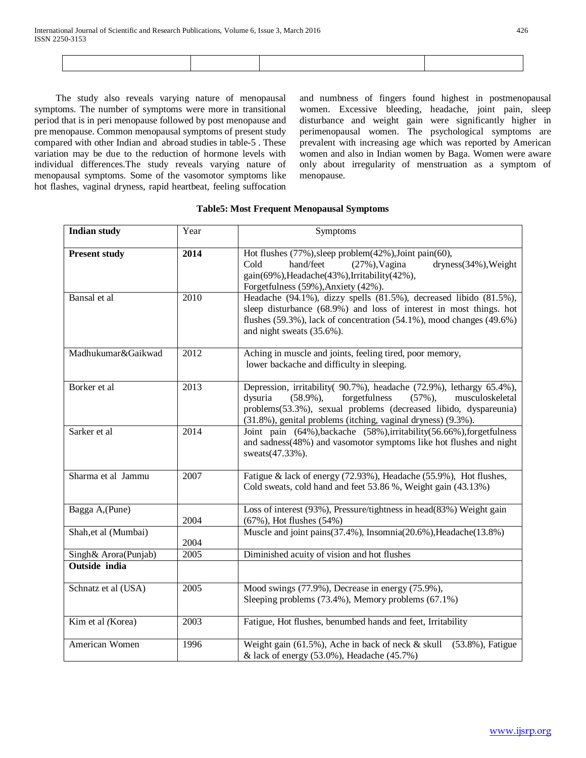| | | | |
|---|---|---|---|
| | | | |

The study also reveals varying nature of menopausal symptoms. The number of symptoms were more in transitional period that is in peri menopause followed by post menopause and pre menopause. Common menopausal symptoms of present study compared with other Indian and abroad studies in table-5 . These variation may be due to the reduction of hormone levels with individual differences.The study reveals varying nature of menopausal symptoms. Some of the vasomotor symptoms like hot flashes, vaginal dryness, rapid heartbeat, feeling suffocation and numbness of fingers found highest in postmenopausal women. Excessive bleeding, headache, joint pain, sleep disturbance and weight gain were significantly higher in perimenopausal women. The psychological symptoms are prevalent with increasing age which was reported by American women and also in Indian women by Baga. Women were aware only about irregularity of menstruation as a symptom of menopause.

**Table5: Most Frequent Menopausal Symptoms**

| **Indian study** | Year | Symptoms |
|---|---|---|
| **Present study** | **2014** | Hot flushes (77%),sleep problem(42%),Joint pain(60), Cold hand/feet (27%),Vagina dryness(34%),Weight gain(69%),Headache(43%),Irritability(42%), Forgetfulness (59%),Anxiety (42%). |
| Bansal et al | 2010 | Headache (94.1%), dizzy spells (81.5%), decreased libido (81.5%), sleep disturbance (68.9%) and loss of interest in most things. hot flushes (59.3%), lack of concentration (54.1%), mood changes (49.6%) and night sweats (35.6%). |
| Madhukumar&Gaikwad | 2012 | Aching in muscle and joints, feeling tired, poor memory, lower backache and difficulty in sleeping. |
| Borker et al | 2013 | Depression, irritability( 90.7%), headache (72.9%), lethargy 65.4%), dysuria (58.9%), forgetfulness (57%), musculoskeletal problems(53.3%), sexual problems (decreased libido, dyspareunia) (31.8%), genital problems (itching, vaginal dryness) (9.3%). |
| Sarker et al | 2014 | Joint pain (64%),backache (58%),irritability(56.66%),forgetfulness and sadness(48%) and vasomotor symptoms like hot flushes and night sweats(47.33%). |
| Sharma et al Jammu | 2007 | Fatigue & lack of energy (72.93%), Headache (55.9%), Hot flushes, Cold sweats, cold hand and feet 53.86 %, Weight gain (43.13%) |
| Bagga A,(Pune) | 2004 | Loss of interest (93%), Pressure/tightness in head(83%) Weight gain (67%), Hot flushes (54%) |
| Shah,et al (Mumbai) | 2004 | Muscle and joint pains(37.4%), Insomnia(20.6%),Headache(13.8%) |
| Singh& Arora(Punjab) | 2005 | Diminished acuity of vision and hot flushes |
| **Outside india** | | |
| Schnatz et al (USA) | 2005 | Mood swings (77.9%), Decrease in energy (75.9%), Sleeping problems (73.4%), Memory problems (67.1%) |
| Kim et al *(*Korea) | 2003 | Fatigue, Hot flushes, benumbed hands and feet, Irritability |
| American Women | 1996 | Weight gain (61.5%), Ache in back of neck & skull (53.8%), Fatigue & lack of energy (53.0%), Headache (45.7%) |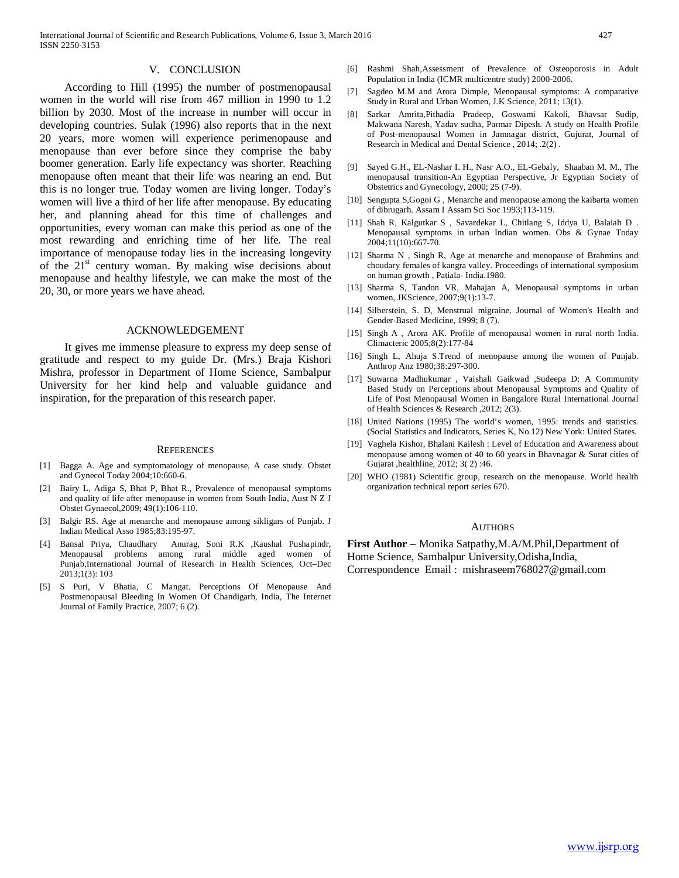## V. CONCLUSION

According to Hill (1995) the number of postmenopausal women in the world will rise from 467 million in 1990 to 1.2 billion by 2030. Most of the increase in number will occur in developing countries. Sulak (1996) also reports that in the next 20 years, more women will experience perimenopause and menopause than ever before since they comprise the baby boomer generation. Early life expectancy was shorter. Reaching menopause often meant that their life was nearing an end. But this is no longer true. Today women are living longer. Today's women will live a third of her life after menopause. By educating her, and planning ahead for this time of challenges and opportunities, every woman can make this period as one of the most rewarding and enriching time of her life. The real importance of menopause today lies in the increasing longevity of the 21st century woman. By making wise decisions about menopause and healthy lifestyle, we can make the most of the 20, 30, or more years we have ahead.

## ACKNOWLEDGEMENT

It gives me immense pleasure to express my deep sense of gratitude and respect to my guide Dr. (Mrs.) Braja Kishori Mishra, professor in Department of Home Science, Sambalpur University for her kind help and valuable guidance and inspiration, for the preparation of this research paper.

## REFERENCES

[1] Bagga A. Age and symptomatology of menopause, A case study. Obstet and Gynecol Today 2004;10:660-6.

[2] Bairy L, Adiga S, Bhat P, Bhat R., Prevalence of menopausal symptoms and quality of life after menopause in women from South India, Aust N Z J Obstet Gynaecol,2009; 49(1):106-110.

[3] Balgir RS. Age at menarche and menopause among sikligars of Punjab. J Indian Medical Asso 1985;83:195-97.

[4] Bansal Priya, Chaudhary Anurag, Soni R.K ,Kaushal Pushapindr, Menopausal problems among rural middle aged women of Punjab,International Journal of Research in Health Sciences, Oct–Dec 2013;1(3): 103

[5] S Puri, V Bhatia, C Mangat. Perceptions Of Menopause And Postmenopausal Bleeding In Women Of Chandigarh, India, The Internet Journal of Family Practice, 2007; 6 (2).

[6] Rashmi Shah,Assessment of Prevalence of Osteoporosis in Adult Population in India (ICMR multicentre study) 2000-2006.

[7] Sagdeo M.M and Arora Dimple, Menopausal symptoms: A comparative Study in Rural and Urban Women, J.K Science, 2011; 13(1).

[8] Sarkar Amrita,Pithadia Pradeep, Goswami Kakoli, Bhavsar Sudip, Makwana Naresh, Yadav sudha, Parmar Dipesh. A study on Health Profile of Post-menopausal Women in Jamnagar district, Gujurat, Journal of Research in Medical and Dental Science , 2014; .2(2) .

[9] Sayed G.H., EL-Nashar I. H., Nasr A.O., EL-Gebaly, Shaaban M. M., The menopausal transition-An Egyptian Perspective, Jr Egyptian Society of Obstetrics and Gynecology, 2000; 25 (7-9).

[10] Sengupta S,Gogoi G , Menarche and menopause among the kaibarta women of dibrugarh. Assam I Assam Sci Soc 1993;113-119.

[11] Shah R, Kalgutkar S , Savardekar L, Chitlang S, Iddya U, Balaiah D . Menopausal symptoms in urban Indian women. Obs & Gynae Today 2004;11(10):667-70.

[12] Sharma N , Singh R, Age at menarche and menopause of Brahmins and choudary females of kangra valley. Proceedings of international symposium on human growth , Patiala- India.1980.

[13] Sharma S, Tandon VR, Mahajan A, Menopausal symptoms in urban women, JKScience, 2007;9(1):13-7.

[14] Silberstein, S. D, Menstrual migraine, Journal of Women's Health and Gender-Based Medicine, 1999; 8 (7).

[15] Singh A , Arora AK. Profile of menopausal women in rural north India. Climacteric 2005;8(2):177-84

[16] Singh L, Ahuja S.Trend of menopause among the women of Punjab. Anthrop Anz 1980;38:297-300.

[17] Suwarna Madhukumar , Vaishali Gaikwad ,Sudeepa D: A Community Based Study on Perceptions about Menopausal Symptoms and Quality of Life of Post Menopausal Women in Bangalore Rural International Journal of Health Sciences & Research ,2012; 2(3).

[18] United Nations (1995) The world's women, 1995: trends and statistics. (Social Statistics and Indicators, Series K, No.12) New York: United States.

[19] Vaghela Kishor, Bhalani Kailesh : Level of Education and Awareness about menopause among women of 40 to 60 years in Bhavnagar & Surat cities of Gujarat ,healthline, 2012; 3( 2) :46.

[20] WHO (1981) Scientific group, research on the menopause. World health organization technical report series 670.

## AUTHORS

**First Author** – Monika Satpathy,M.A/M.Phil,Department of Home Science, Sambalpur University,Odisha,India, Correspondence Email : mishraseem768027@gmail.com